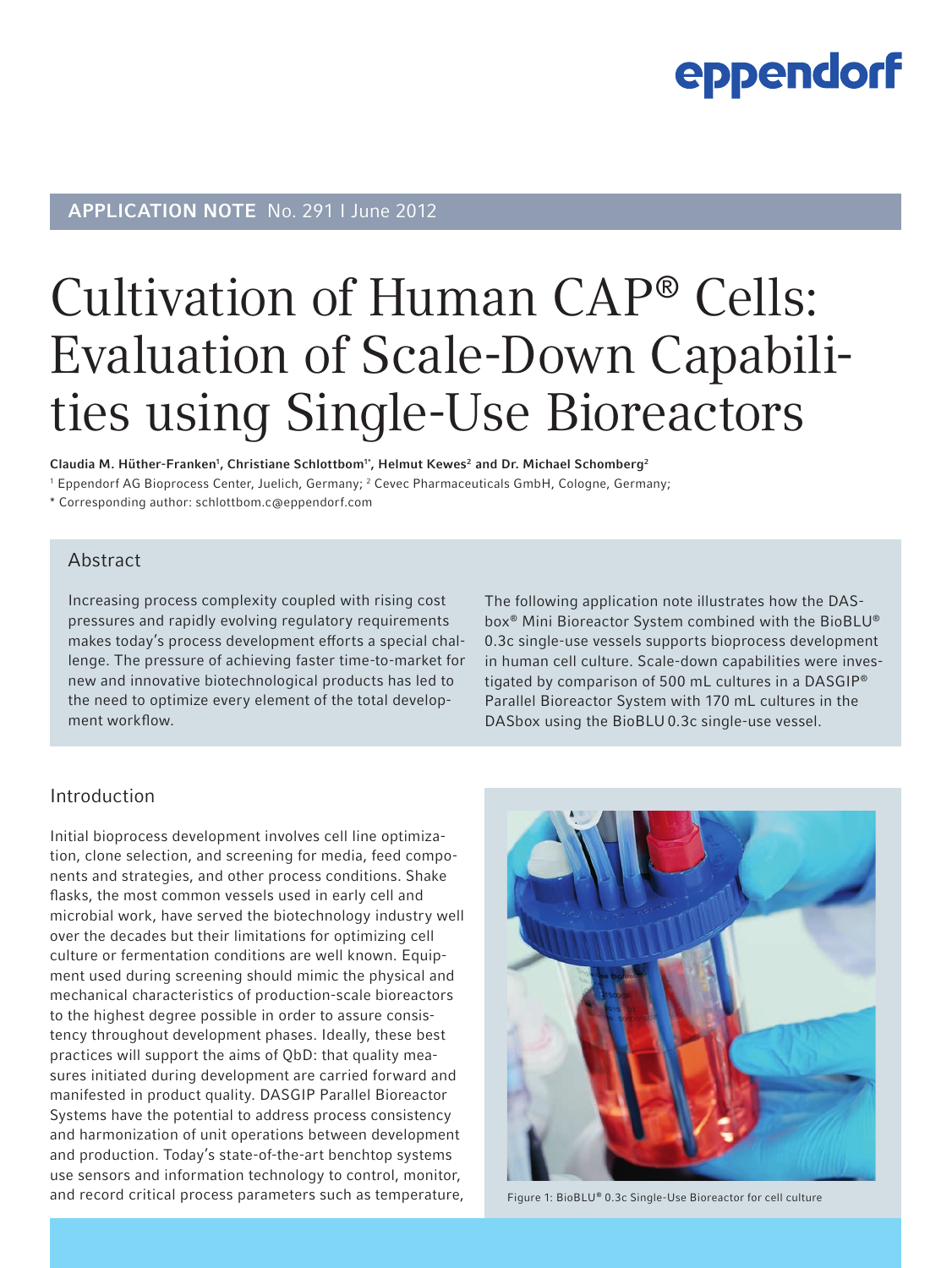**APPLICATION NOTE** No. 291 I June 2012

# Cultivation of Human CAP® Cells: Evaluation of Scale-Down Capabilities using Single-Use Bioreactors

**Claudia M. Hüther-Franken[1], Christiane Schlottbom[1*], Helmut Kewes[2] and Dr. Michael Schomberg[2]**

[1] Eppendorf AG Bioprocess Center, Juelich, Germany; [2] Cevec Pharmaceuticals GmbH, Cologne, Germany;

* Corresponding author: schlottbom.c@eppendorf.com

## Abstract

Increasing process complexity coupled with rising cost pressures and rapidly evolving regulatory requirements makes today's process development efforts a special challenge. The pressure of achieving faster time-to-market for new and innovative biotechnological products has led to the need to optimize every element of the total development workflow.

The following application note illustrates how the DASbox® Mini Bioreactor System combined with the BioBLU® 0.3c single-use vessels supports bioprocess development in human cell culture. Scale-down capabilities were investigated by comparison of 500 mL cultures in a DASGIP® Parallel Bioreactor System with 170 mL cultures in the DASbox using the BioBLU 0.3c single-use vessel.

## Introduction

Initial bioprocess development involves cell line optimization, clone selection, and screening for media, feed components and strategies, and other process conditions. Shake flasks, the most common vessels used in early cell and microbial work, have served the biotechnology industry well over the decades but their limitations for optimizing cell culture or fermentation conditions are well known. Equipment used during screening should mimic the physical and mechanical characteristics of production-scale bioreactors to the highest degree possible in order to assure consistency throughout development phases. Ideally, these best practices will support the aims of QbD: that quality measures initiated during development are carried forward and manifested in product quality. DASGIP Parallel Bioreactor Systems have the potential to address process consistency and harmonization of unit operations between development and production. Today's state-of-the-art benchtop systems use sensors and information technology to control, monitor, and record critical process parameters such as temperature,

Figure 1: BioBLU® 0.3c Single-Use Bioreactor for cell culture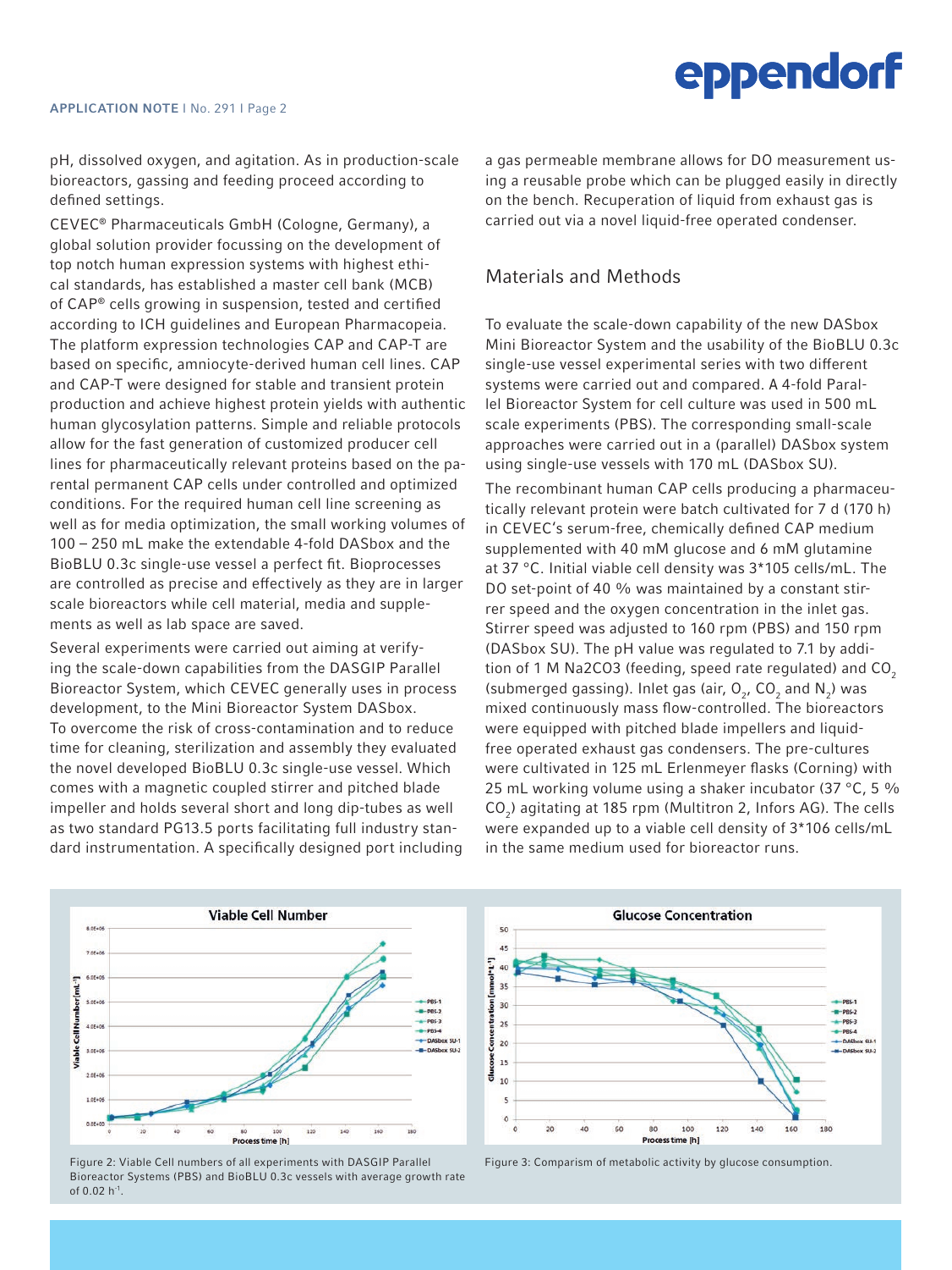pH, dissolved oxygen, and agitation. As in production-scale bioreactors, gassing and feeding proceed according to defined settings.

CEVEC® Pharmaceuticals GmbH (Cologne, Germany), a global solution provider focussing on the development of top notch human expression systems with highest ethical standards, has established a master cell bank (MCB) of CAP® cells growing in suspension, tested and certified according to ICH guidelines and European Pharmacopeia. The platform expression technologies CAP and CAP-T are based on specific, amniocyte-derived human cell lines. CAP and CAP-T were designed for stable and transient protein production and achieve highest protein yields with authentic human glycosylation patterns. Simple and reliable protocols allow for the fast generation of customized producer cell lines for pharmaceutically relevant proteins based on the parental permanent CAP cells under controlled and optimized conditions. For the required human cell line screening as well as for media optimization, the small working volumes of 100 – 250 mL make the extendable 4-fold DASbox and the BioBLU 0.3c single-use vessel a perfect fit. Bioprocesses are controlled as precise and effectively as they are in larger scale bioreactors while cell material, media and supplements as well as lab space are saved.

Several experiments were carried out aiming at verifying the scale-down capabilities from the DASGIP Parallel Bioreactor System, which CEVEC generally uses in process development, to the Mini Bioreactor System DASbox. To overcome the risk of cross-contamination and to reduce time for cleaning, sterilization and assembly they evaluated the novel developed BioBLU 0.3c single-use vessel. Which comes with a magnetic coupled stirrer and pitched blade impeller and holds several short and long dip-tubes as well as two standard PG13.5 ports facilitating full industry standard instrumentation. A specifically designed port including a gas permeable membrane allows for DO measurement using a reusable probe which can be plugged easily in directly on the bench. Recuperation of liquid from exhaust gas is carried out via a novel liquid-free operated condenser.

## Materials and Methods

To evaluate the scale-down capability of the new DASbox Mini Bioreactor System and the usability of the BioBLU 0.3c single-use vessel experimental series with two different systems were carried out and compared. A 4-fold Parallel Bioreactor System for cell culture was used in 500 mL scale experiments (PBS). The corresponding small-scale approaches were carried out in a (parallel) DASbox system using single-use vessels with 170 mL (DASbox SU).

The recombinant human CAP cells producing a pharmaceutically relevant protein were batch cultivated for 7 d (170 h) in CEVEC's serum-free, chemically defined CAP medium supplemented with 40 mM glucose and 6 mM glutamine at 37 °C. Initial viable cell density was 3*105 cells/mL. The DO set-point of 40 % was maintained by a constant stirrer speed and the oxygen concentration in the inlet gas. Stirrer speed was adjusted to 160 rpm (PBS) and 150 rpm (DASbox SU). The pH value was regulated to 7.1 by addition of 1 M Na2CO3 (feeding, speed rate regulated) and $CO_2$ (submerged gassing). Inlet gas (air, $O_2$, $CO_2$ and $N_2$) was mixed continuously mass flow-controlled. The bioreactors were equipped with pitched blade impellers and liquid-free operated exhaust gas condensers. The pre-cultures were cultivated in 125 mL Erlenmeyer flasks (Corning) with 25 mL working volume using a shaker incubator (37 °C, 5 % $CO_2$) agitating at 185 rpm (Multitron 2, Infors AG). The cells were expanded up to a viable cell density of 3*106 cells/mL in the same medium used for bioreactor runs.

Viable Cell Number

Viable Cell Number [mL⁻¹]

8.0E+06
7.0E+06
6.0E+06
5.0E+06
4.0E+06
3.0E+06
2.0E+06
1.0E+06
0.0E+00

0 20 40 60 80 100 120 140 160 180

Process time [h]

PBS-1
PBS-2
PBS-3
PBS-4
DASbox SU-1
DASbox SU-2

Figure 2: Viable Cell numbers of all experiments with DASGIP Parallel Bioreactor Systems (PBS) and BioBLU 0.3c vessels with average growth rate of 0.02 $h^{-1}$.

Glucose Concentration

Glucose Concentration [mmol*L⁻¹]

50
45
40
35
30
25
20
15
10
5
0

0 20 40 60 80 100 120 140 160 180

Process time [h]

PBS-1
PBS-2
PBS-3
PBS-4
DASbox SU-1
DASbox SU-2

Figure 3: Comparism of metabolic activity by glucose consumption.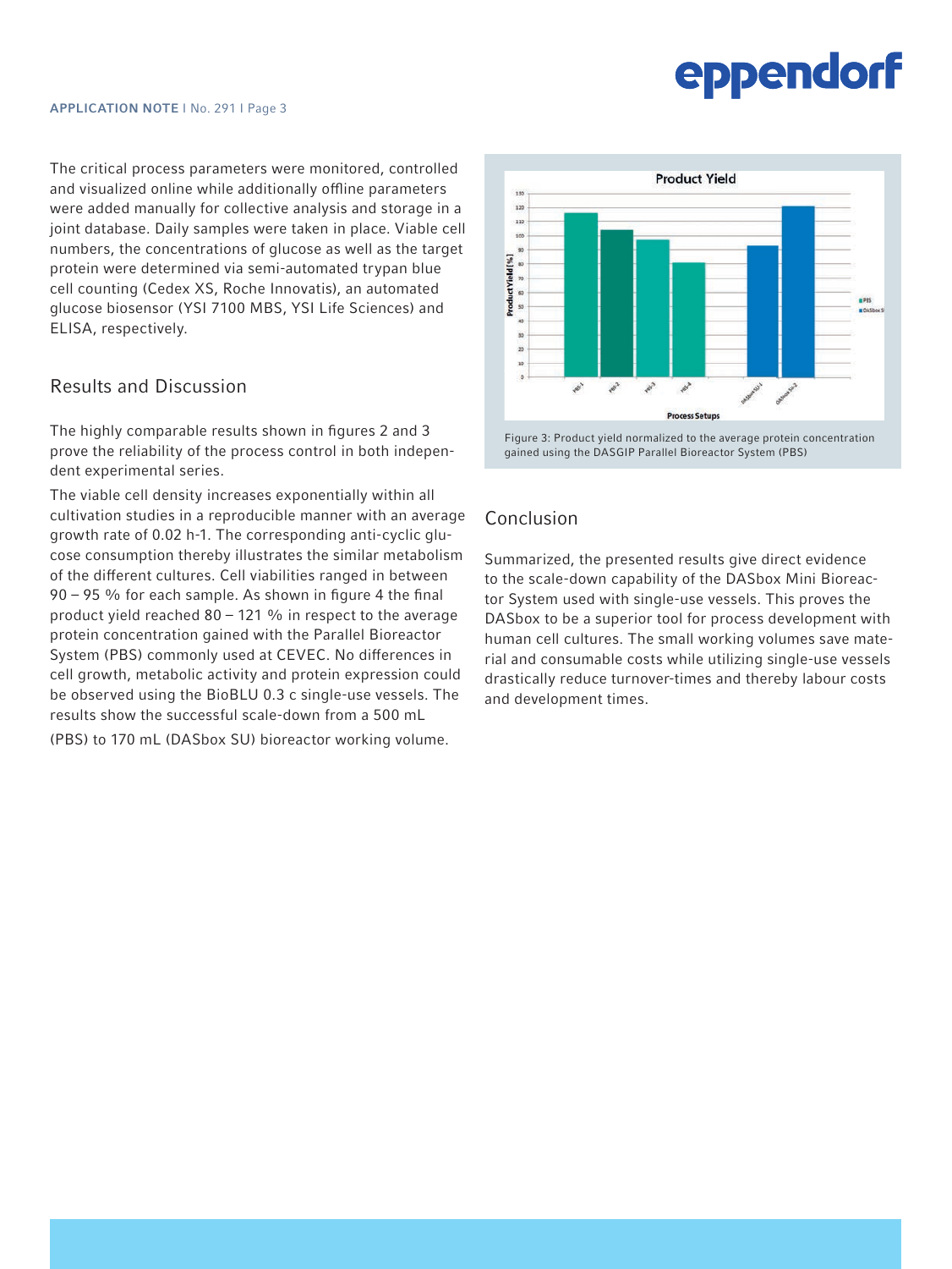The critical process parameters were monitored, controlled and visualized online while additionally offline parameters were added manually for collective analysis and storage in a joint database. Daily samples were taken in place. Viable cell numbers, the concentrations of glucose as well as the target protein were determined via semi-automated trypan blue cell counting (Cedex XS, Roche Innovatis), an automated glucose biosensor (YSI 7100 MBS, YSI Life Sciences) and ELISA, respectively.

## Results and Discussion

The highly comparable results shown in figures 2 and 3 prove the reliability of the process control in both independent experimental series.

The viable cell density increases exponentially within all cultivation studies in a reproducible manner with an average growth rate of 0.02 h-1. The corresponding anti-cyclic glucose consumption thereby illustrates the similar metabolism of the different cultures. Cell viabilities ranged in between 90 – 95 % for each sample. As shown in figure 4 the final product yield reached 80 – 121 % in respect to the average protein concentration gained with the Parallel Bioreactor System (PBS) commonly used at CEVEC. No differences in cell growth, metabolic activity and protein expression could be observed using the BioBLU 0.3 c single-use vessels. The results show the successful scale-down from a 500 mL (PBS) to 170 mL (DASbox SU) bioreactor working volume.

Product Yield

Product Yield [%]

0, 10, 20, 30, 40, 50, 60, 70, 80, 90, 100, 110, 120, 130

PBS 1, PBS 2, PBS 3, PBS 4, DASbox SU 1, DASbox SU 2

Process Setups

PBS

DASbox SU

Figure 3: Product yield normalized to the average protein concentration gained using the DASGIP Parallel Bioreactor System (PBS)

## Conclusion

Summarized, the presented results give direct evidence to the scale-down capability of the DASbox Mini Bioreactor System used with single-use vessels. This proves the DASbox to be a superior tool for process development with human cell cultures. The small working volumes save material and consumable costs while utilizing single-use vessels drastically reduce turnover-times and thereby labour costs and development times.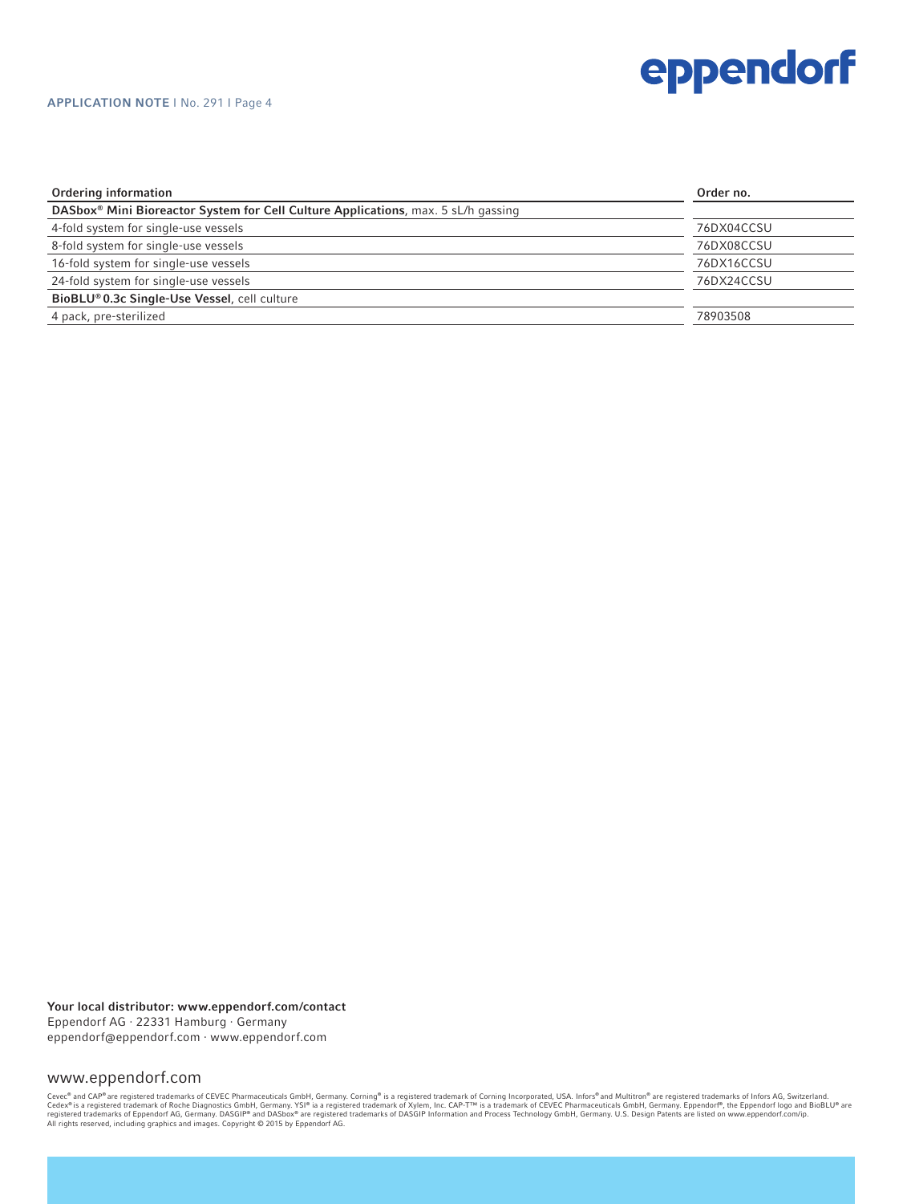| Ordering information | Order no. |
| --- | --- |
| **DASbox® Mini Bioreactor System for Cell Culture Applications**, max. 5 sL/h gassing | |
| 4-fold system for single-use vessels | 76DX04CCSU |
| 8-fold system for single-use vessels | 76DX08CCSU |
| 16-fold system for single-use vessels | 76DX16CCSU |
| 24-fold system for single-use vessels | 76DX24CCSU |
| **BioBLU® 0.3c Single-Use Vessel**, cell culture | |
| 4 pack, pre-sterilized | 78903508 |

**Your local distributor: www.eppendorf.com/contact**
Eppendorf AG · 22331 Hamburg · Germany
eppendorf@eppendorf.com · www.eppendorf.com

www.eppendorf.com

Cevec® and CAP® are registered trademarks of CEVEC Pharmaceuticals GmbH, Germany. Corning® is a registered trademark of Corning Incorporated, USA. Infors® and Multitron® are registered trademarks of Infors AG, Switzerland. Cedex® is a registered trademark of Roche Diagnostics GmbH, Germany. YSI® ia a registered trademark of Xylem, Inc. CAP-T™ is a trademark of CEVEC Pharmaceuticals GmbH, Germany. Eppendorf®, the Eppendorf logo and BioBLU® are registered trademarks of Eppendorf AG, Germany. DASGIP® and DASbox® are registered trademarks of DASGIP Information and Process Technology GmbH, Germany. U.S. Design Patents are listed on www.eppendorf.com/ip.
All rights reserved, including graphics and images. Copyright © 2015 by Eppendorf AG.